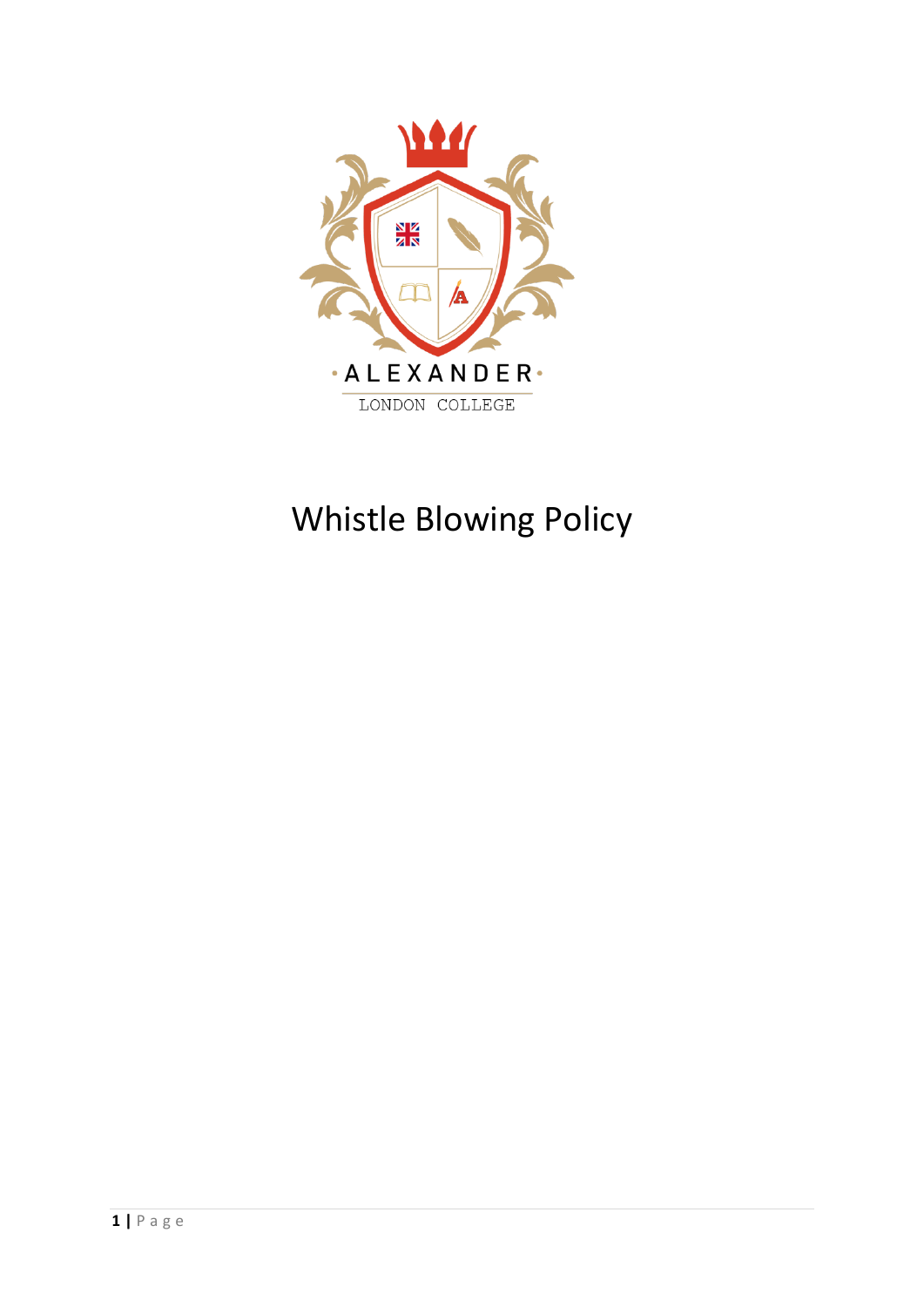ALEXANDER

LONDON COLLEGE

# Whistle Blowing Policy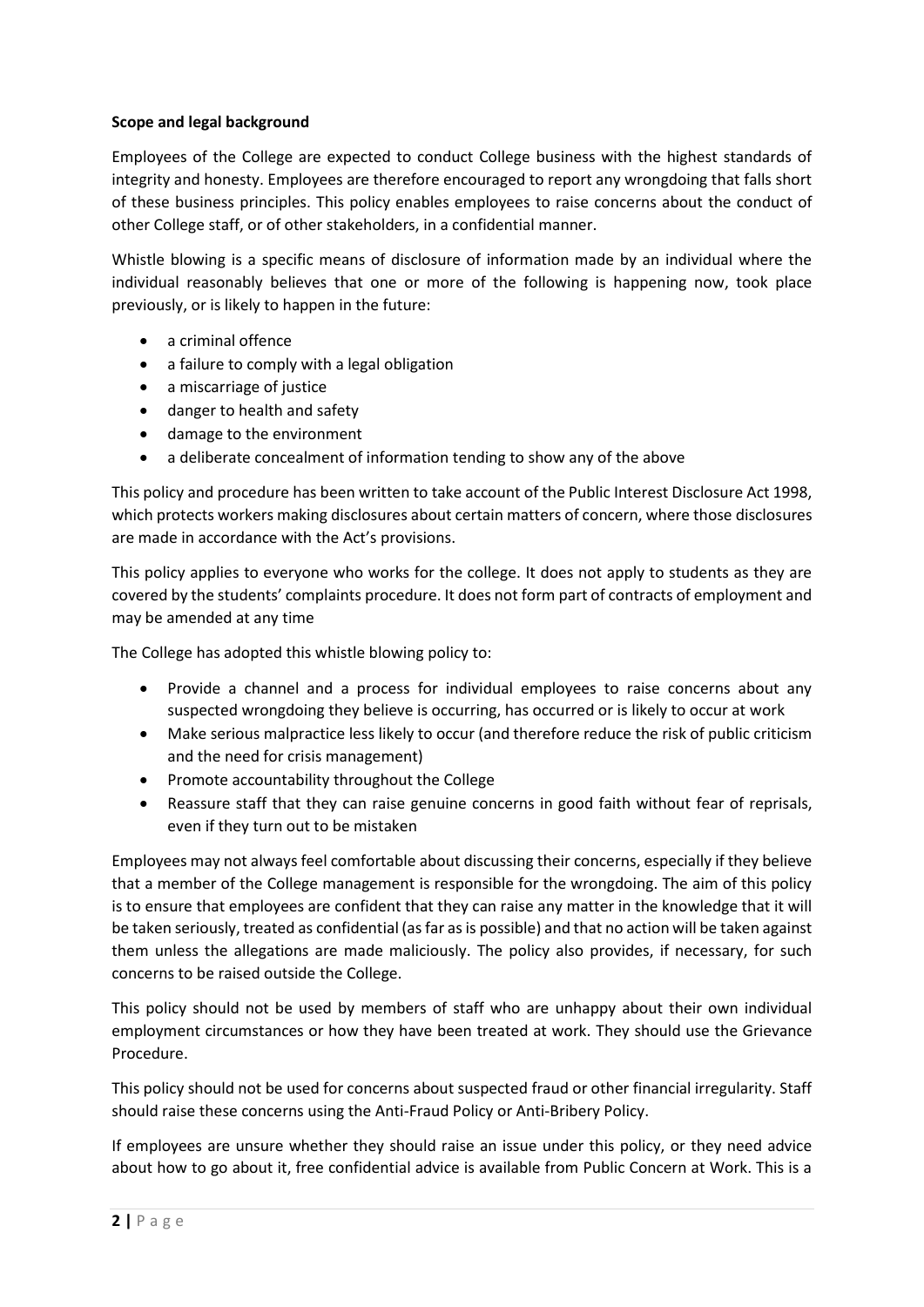**Scope and legal background**

Employees of the College are expected to conduct College business with the highest standards of integrity and honesty. Employees are therefore encouraged to report any wrongdoing that falls short of these business principles. This policy enables employees to raise concerns about the conduct of other College staff, or of other stakeholders, in a confidential manner.

Whistle blowing is a specific means of disclosure of information made by an individual where the individual reasonably believes that one or more of the following is happening now, took place previously, or is likely to happen in the future:

- a criminal offence
- a failure to comply with a legal obligation
- a miscarriage of justice
- danger to health and safety
- damage to the environment
- a deliberate concealment of information tending to show any of the above

This policy and procedure has been written to take account of the Public Interest Disclosure Act 1998, which protects workers making disclosures about certain matters of concern, where those disclosures are made in accordance with the Act's provisions.

This policy applies to everyone who works for the college. It does not apply to students as they are covered by the students' complaints procedure. It does not form part of contracts of employment and may be amended at any time

The College has adopted this whistle blowing policy to:

- Provide a channel and a process for individual employees to raise concerns about any suspected wrongdoing they believe is occurring, has occurred or is likely to occur at work
- Make serious malpractice less likely to occur (and therefore reduce the risk of public criticism and the need for crisis management)
- Promote accountability throughout the College
- Reassure staff that they can raise genuine concerns in good faith without fear of reprisals, even if they turn out to be mistaken

Employees may not always feel comfortable about discussing their concerns, especially if they believe that a member of the College management is responsible for the wrongdoing. The aim of this policy is to ensure that employees are confident that they can raise any matter in the knowledge that it will be taken seriously, treated as confidential (as far as is possible) and that no action will be taken against them unless the allegations are made maliciously. The policy also provides, if necessary, for such concerns to be raised outside the College.

This policy should not be used by members of staff who are unhappy about their own individual employment circumstances or how they have been treated at work. They should use the Grievance Procedure.

This policy should not be used for concerns about suspected fraud or other financial irregularity. Staff should raise these concerns using the Anti-Fraud Policy or Anti-Bribery Policy.

If employees are unsure whether they should raise an issue under this policy, or they need advice about how to go about it, free confidential advice is available from Public Concern at Work. This is a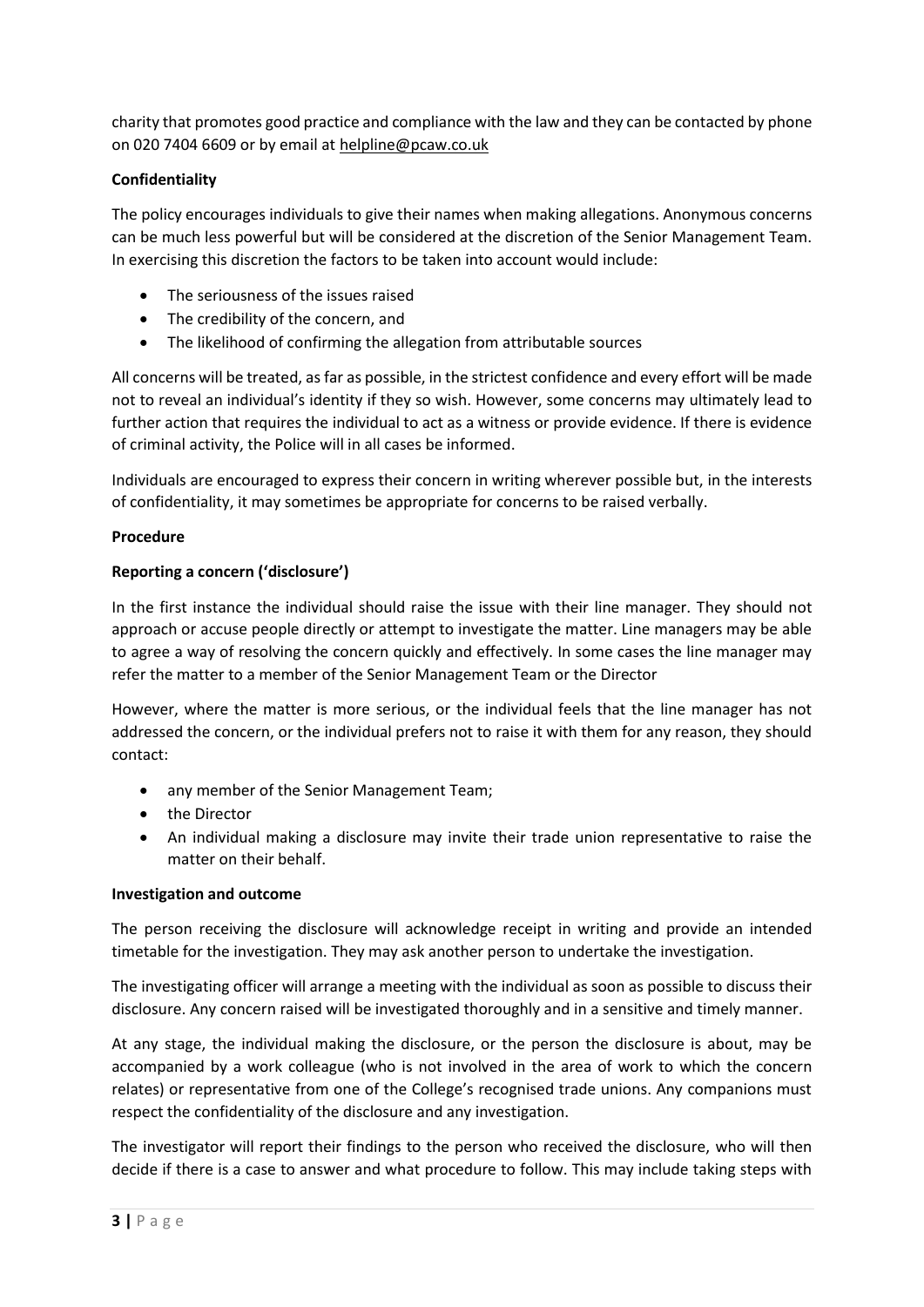charity that promotes good practice and compliance with the law and they can be contacted by phone on 020 7404 6609 or by email at helpline@pcaw.co.uk

**Confidentiality**

The policy encourages individuals to give their names when making allegations. Anonymous concerns can be much less powerful but will be considered at the discretion of the Senior Management Team. In exercising this discretion the factors to be taken into account would include:

- The seriousness of the issues raised
- The credibility of the concern, and
- The likelihood of confirming the allegation from attributable sources

All concerns will be treated, as far as possible, in the strictest confidence and every effort will be made not to reveal an individual's identity if they so wish. However, some concerns may ultimately lead to further action that requires the individual to act as a witness or provide evidence. If there is evidence of criminal activity, the Police will in all cases be informed.

Individuals are encouraged to express their concern in writing wherever possible but, in the interests of confidentiality, it may sometimes be appropriate for concerns to be raised verbally.

**Procedure**

**Reporting a concern ('disclosure')**

In the first instance the individual should raise the issue with their line manager. They should not approach or accuse people directly or attempt to investigate the matter. Line managers may be able to agree a way of resolving the concern quickly and effectively. In some cases the line manager may refer the matter to a member of the Senior Management Team or the Director

However, where the matter is more serious, or the individual feels that the line manager has not addressed the concern, or the individual prefers not to raise it with them for any reason, they should contact:

- any member of the Senior Management Team;
- the Director
- An individual making a disclosure may invite their trade union representative to raise the matter on their behalf.

**Investigation and outcome**

The person receiving the disclosure will acknowledge receipt in writing and provide an intended timetable for the investigation. They may ask another person to undertake the investigation.

The investigating officer will arrange a meeting with the individual as soon as possible to discuss their disclosure. Any concern raised will be investigated thoroughly and in a sensitive and timely manner.

At any stage, the individual making the disclosure, or the person the disclosure is about, may be accompanied by a work colleague (who is not involved in the area of work to which the concern relates) or representative from one of the College's recognised trade unions. Any companions must respect the confidentiality of the disclosure and any investigation.

The investigator will report their findings to the person who received the disclosure, who will then decide if there is a case to answer and what procedure to follow. This may include taking steps with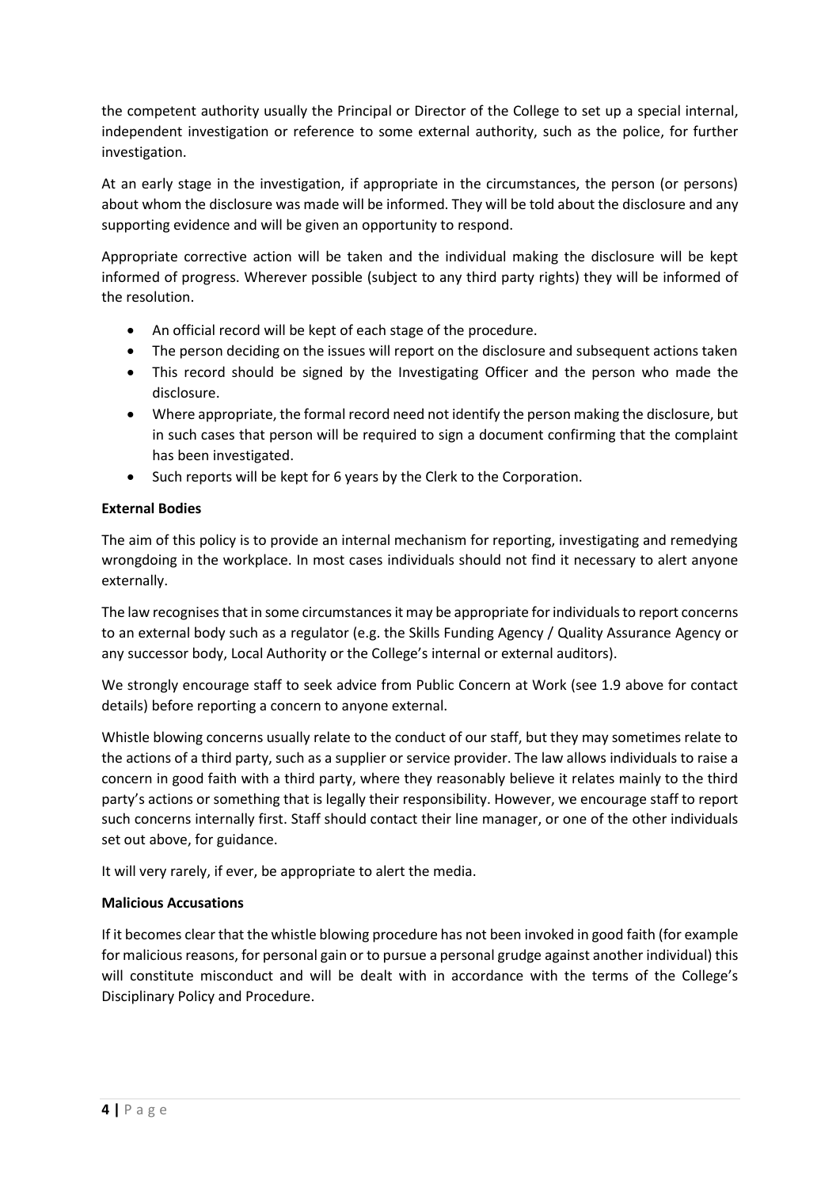the competent authority usually the Principal or Director of the College to set up a special internal, independent investigation or reference to some external authority, such as the police, for further investigation.

At an early stage in the investigation, if appropriate in the circumstances, the person (or persons) about whom the disclosure was made will be informed. They will be told about the disclosure and any supporting evidence and will be given an opportunity to respond.

Appropriate corrective action will be taken and the individual making the disclosure will be kept informed of progress. Wherever possible (subject to any third party rights) they will be informed of the resolution.

- An official record will be kept of each stage of the procedure.
- The person deciding on the issues will report on the disclosure and subsequent actions taken
- This record should be signed by the Investigating Officer and the person who made the disclosure.
- Where appropriate, the formal record need not identify the person making the disclosure, but in such cases that person will be required to sign a document confirming that the complaint has been investigated.
- Such reports will be kept for 6 years by the Clerk to the Corporation.

**External Bodies**

The aim of this policy is to provide an internal mechanism for reporting, investigating and remedying wrongdoing in the workplace. In most cases individuals should not find it necessary to alert anyone externally.

The law recognises that in some circumstances it may be appropriate for individuals to report concerns to an external body such as a regulator (e.g. the Skills Funding Agency / Quality Assurance Agency or any successor body, Local Authority or the College's internal or external auditors).

We strongly encourage staff to seek advice from Public Concern at Work (see 1.9 above for contact details) before reporting a concern to anyone external.

Whistle blowing concerns usually relate to the conduct of our staff, but they may sometimes relate to the actions of a third party, such as a supplier or service provider. The law allows individuals to raise a concern in good faith with a third party, where they reasonably believe it relates mainly to the third party's actions or something that is legally their responsibility. However, we encourage staff to report such concerns internally first. Staff should contact their line manager, or one of the other individuals set out above, for guidance.

It will very rarely, if ever, be appropriate to alert the media.

**Malicious Accusations**

If it becomes clear that the whistle blowing procedure has not been invoked in good faith (for example for malicious reasons, for personal gain or to pursue a personal grudge against another individual) this will constitute misconduct and will be dealt with in accordance with the terms of the College's Disciplinary Policy and Procedure.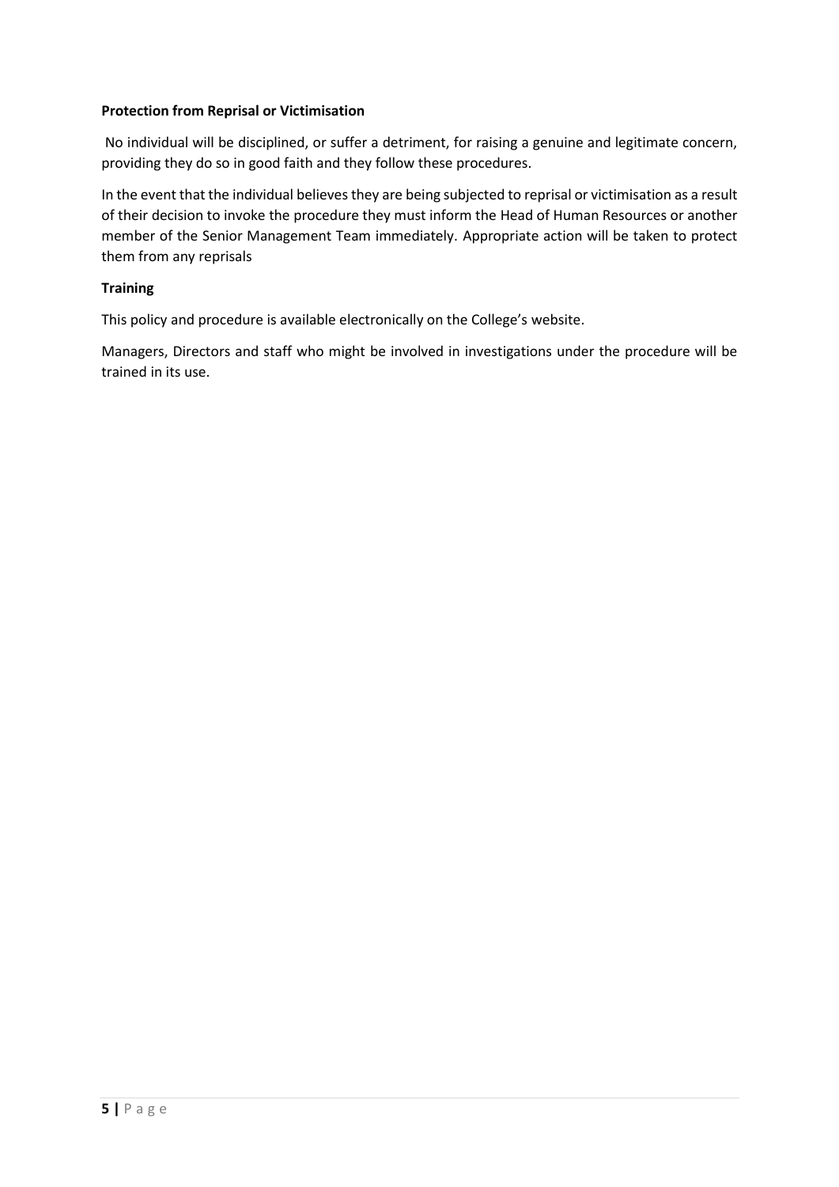**Protection from Reprisal or Victimisation**

No individual will be disciplined, or suffer a detriment, for raising a genuine and legitimate concern, providing they do so in good faith and they follow these procedures.

In the event that the individual believes they are being subjected to reprisal or victimisation as a result of their decision to invoke the procedure they must inform the Head of Human Resources or another member of the Senior Management Team immediately. Appropriate action will be taken to protect them from any reprisals

**Training**

This policy and procedure is available electronically on the College's website.

Managers, Directors and staff who might be involved in investigations under the procedure will be trained in its use.